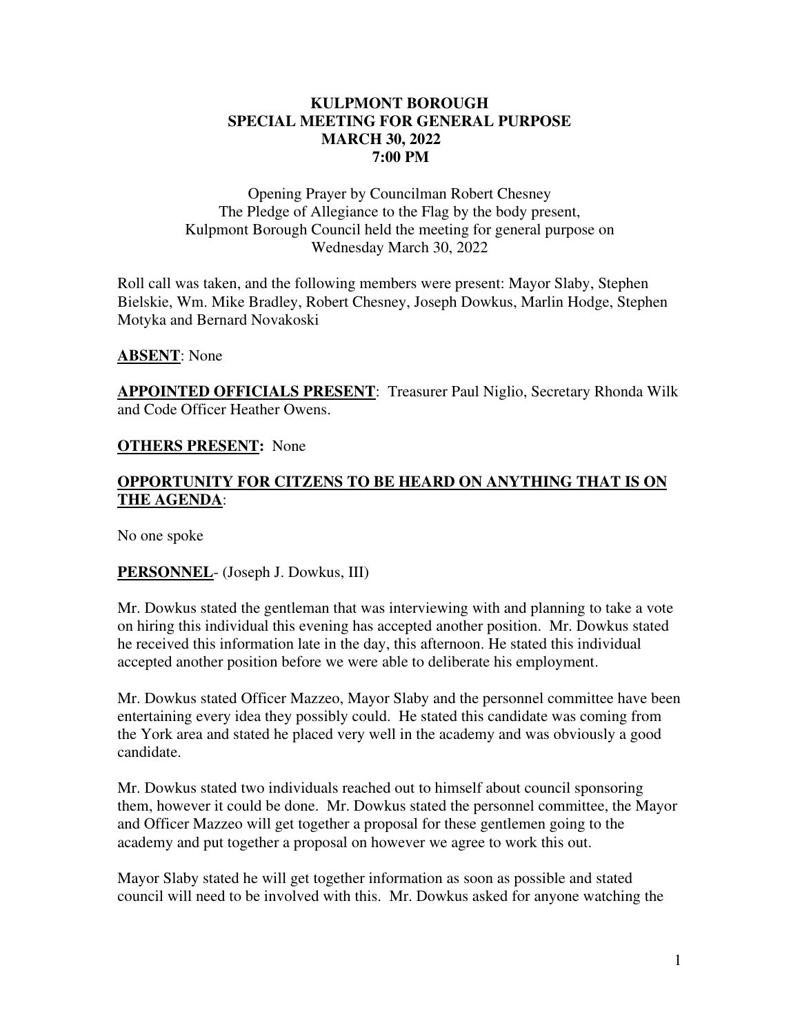# KULPMONT BOROUGH
## SPECIAL MEETING FOR GENERAL PURPOSE
### MARCH 30, 2022
### 7:00 PM

Opening Prayer by Councilman Robert Chesney
The Pledge of Allegiance to the Flag by the body present,
Kulpmont Borough Council held the meeting for general purpose on
Wednesday March 30, 2022

Roll call was taken, and the following members were present: Mayor Slaby, Stephen Bielskie, Wm. Mike Bradley, Robert Chesney, Joseph Dowkus, Marlin Hodge, Stephen Motyka and Bernard Novakoski

**ABSENT**: None

**APPOINTED OFFICIALS PRESENT**: Treasurer Paul Niglio, Secretary Rhonda Wilk and Code Officer Heather Owens.

**OTHERS PRESENT:** None

**OPPORTUNITY FOR CITIZENS TO BE HEARD ON ANYTHING THAT IS ON THE AGENDA**:

No one spoke

**PERSONNEL**- (Joseph J. Dowkus, III)

Mr. Dowkus stated the gentleman that was interviewing with and planning to take a vote on hiring this individual this evening has accepted another position. Mr. Dowkus stated he received this information late in the day, this afternoon. He stated this individual accepted another position before we were able to deliberate his employment.

Mr. Dowkus stated Officer Mazzeo, Mayor Slaby and the personnel committee have been entertaining every idea they possibly could. He stated this candidate was coming from the York area and stated he placed very well in the academy and was obviously a good candidate.

Mr. Dowkus stated two individuals reached out to himself about council sponsoring them, however it could be done. Mr. Dowkus stated the personnel committee, the Mayor and Officer Mazzeo will get together a proposal for these gentlemen going to the academy and put together a proposal on however we agree to work this out.

Mayor Slaby stated he will get together information as soon as possible and stated council will need to be involved with this. Mr. Dowkus asked for anyone watching the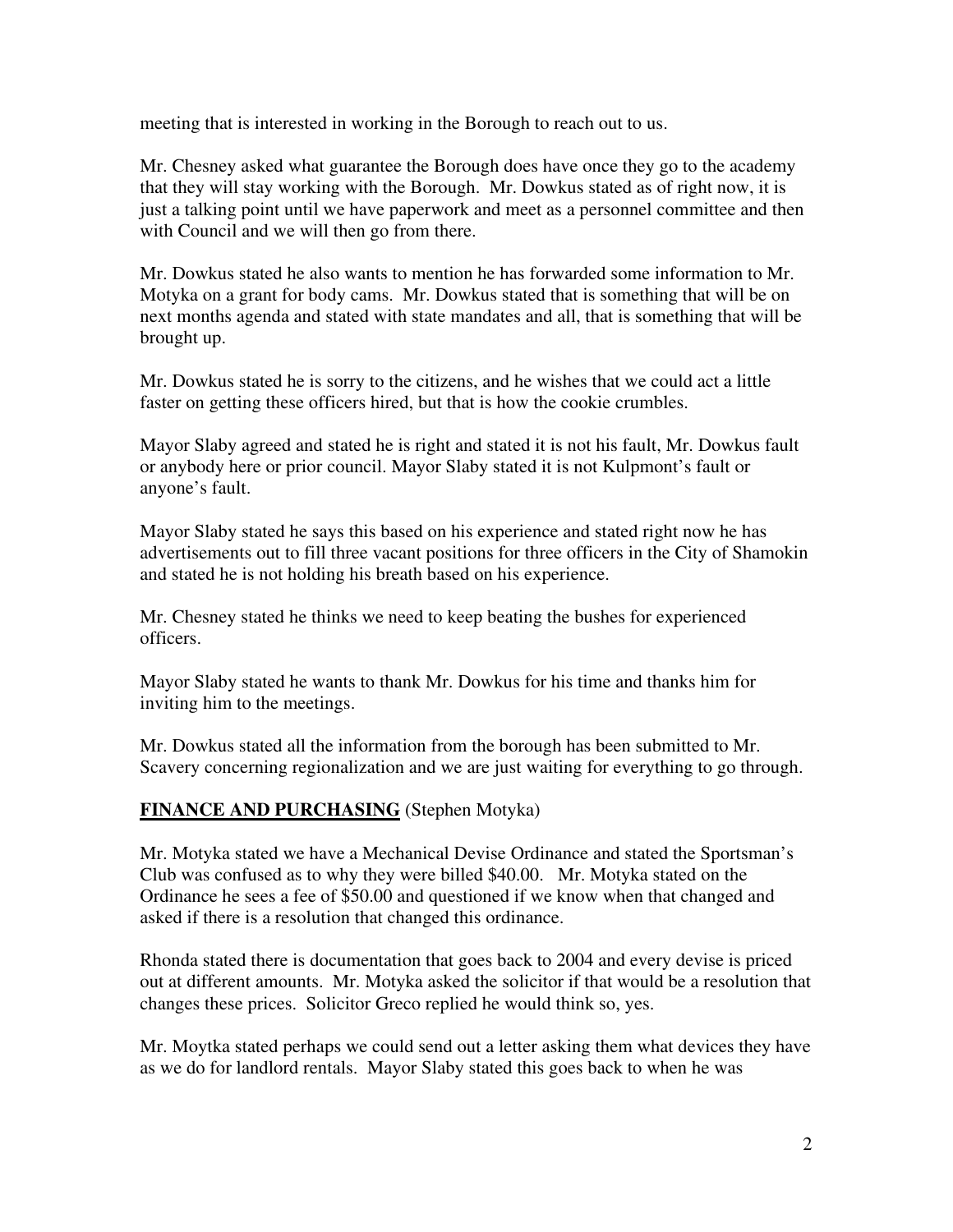meeting that is interested in working in the Borough to reach out to us.

Mr. Chesney asked what guarantee the Borough does have once they go to the academy that they will stay working with the Borough. Mr. Dowkus stated as of right now, it is just a talking point until we have paperwork and meet as a personnel committee and then with Council and we will then go from there.

Mr. Dowkus stated he also wants to mention he has forwarded some information to Mr. Motyka on a grant for body cams. Mr. Dowkus stated that is something that will be on next months agenda and stated with state mandates and all, that is something that will be brought up.

Mr. Dowkus stated he is sorry to the citizens, and he wishes that we could act a little faster on getting these officers hired, but that is how the cookie crumbles.

Mayor Slaby agreed and stated he is right and stated it is not his fault, Mr. Dowkus fault or anybody here or prior council. Mayor Slaby stated it is not Kulpmont's fault or anyone's fault.

Mayor Slaby stated he says this based on his experience and stated right now he has advertisements out to fill three vacant positions for three officers in the City of Shamokin and stated he is not holding his breath based on his experience.

Mr. Chesney stated he thinks we need to keep beating the bushes for experienced officers.

Mayor Slaby stated he wants to thank Mr. Dowkus for his time and thanks him for inviting him to the meetings.

Mr. Dowkus stated all the information from the borough has been submitted to Mr. Scavery concerning regionalization and we are just waiting for everything to go through.

**FINANCE AND PURCHASING** (Stephen Motyka)

Mr. Motyka stated we have a Mechanical Devise Ordinance and stated the Sportsman's Club was confused as to why they were billed $40.00. Mr. Motyka stated on the Ordinance he sees a fee of $50.00 and questioned if we know when that changed and asked if there is a resolution that changed this ordinance.

Rhonda stated there is documentation that goes back to 2004 and every devise is priced out at different amounts. Mr. Motyka asked the solicitor if that would be a resolution that changes these prices. Solicitor Greco replied he would think so, yes.

Mr. Moytka stated perhaps we could send out a letter asking them what devices they have as we do for landlord rentals. Mayor Slaby stated this goes back to when he was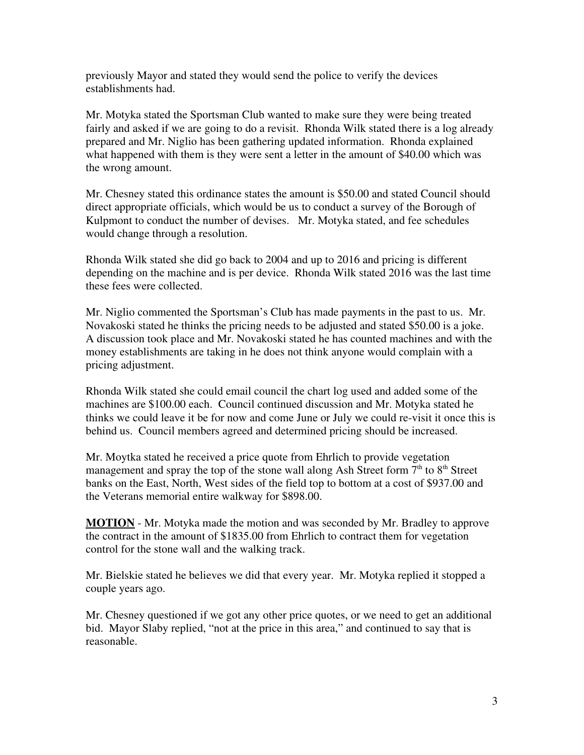previously Mayor and stated they would send the police to verify the devices establishments had.

Mr. Motyka stated the Sportsman Club wanted to make sure they were being treated fairly and asked if we are going to do a revisit. Rhonda Wilk stated there is a log already prepared and Mr. Niglio has been gathering updated information. Rhonda explained what happened with them is they were sent a letter in the amount of $40.00 which was the wrong amount.

Mr. Chesney stated this ordinance states the amount is $50.00 and stated Council should direct appropriate officials, which would be us to conduct a survey of the Borough of Kulpmont to conduct the number of devises. Mr. Motyka stated, and fee schedules would change through a resolution.

Rhonda Wilk stated she did go back to 2004 and up to 2016 and pricing is different depending on the machine and is per device. Rhonda Wilk stated 2016 was the last time these fees were collected.

Mr. Niglio commented the Sportsman's Club has made payments in the past to us. Mr. Novakoski stated he thinks the pricing needs to be adjusted and stated $50.00 is a joke. A discussion took place and Mr. Novakoski stated he has counted machines and with the money establishments are taking in he does not think anyone would complain with a pricing adjustment.

Rhonda Wilk stated she could email council the chart log used and added some of the machines are $100.00 each. Council continued discussion and Mr. Motyka stated he thinks we could leave it be for now and come June or July we could re-visit it once this is behind us. Council members agreed and determined pricing should be increased.

Mr. Moytka stated he received a price quote from Ehrlich to provide vegetation management and spray the top of the stone wall along Ash Street form 7th to 8th Street banks on the East, North, West sides of the field top to bottom at a cost of $937.00 and the Veterans memorial entire walkway for $898.00.

**MOTION** - Mr. Motyka made the motion and was seconded by Mr. Bradley to approve the contract in the amount of $1835.00 from Ehrlich to contract them for vegetation control for the stone wall and the walking track.

Mr. Bielskie stated he believes we did that every year. Mr. Motyka replied it stopped a couple years ago.

Mr. Chesney questioned if we got any other price quotes, or we need to get an additional bid. Mayor Slaby replied, "not at the price in this area," and continued to say that is reasonable.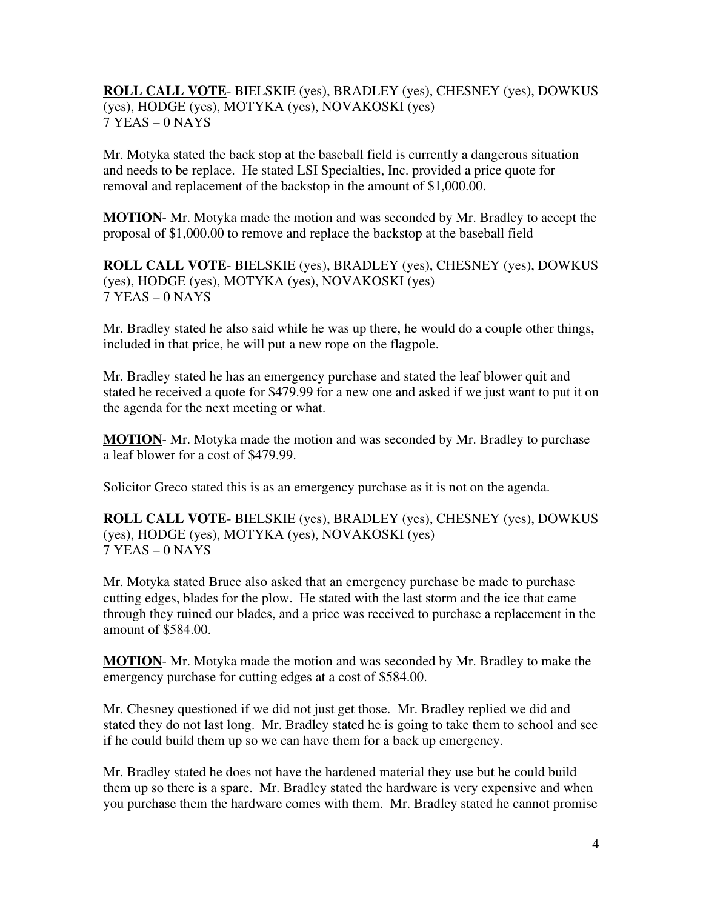**ROLL CALL VOTE**- BIELSKIE (yes), BRADLEY (yes), CHESNEY (yes), DOWKUS (yes), HODGE (yes), MOTYKA (yes), NOVAKOSKI (yes)
7 YEAS – 0 NAYS

Mr. Motyka stated the back stop at the baseball field is currently a dangerous situation and needs to be replace. He stated LSI Specialties, Inc. provided a price quote for removal and replacement of the backstop in the amount of $1,000.00.

**MOTION**- Mr. Motyka made the motion and was seconded by Mr. Bradley to accept the proposal of $1,000.00 to remove and replace the backstop at the baseball field

**ROLL CALL VOTE**- BIELSKIE (yes), BRADLEY (yes), CHESNEY (yes), DOWKUS (yes), HODGE (yes), MOTYKA (yes), NOVAKOSKI (yes)
7 YEAS – 0 NAYS

Mr. Bradley stated he also said while he was up there, he would do a couple other things, included in that price, he will put a new rope on the flagpole.

Mr. Bradley stated he has an emergency purchase and stated the leaf blower quit and stated he received a quote for $479.99 for a new one and asked if we just want to put it on the agenda for the next meeting or what.

**MOTION**- Mr. Motyka made the motion and was seconded by Mr. Bradley to purchase a leaf blower for a cost of $479.99.

Solicitor Greco stated this is as an emergency purchase as it is not on the agenda.

**ROLL CALL VOTE**- BIELSKIE (yes), BRADLEY (yes), CHESNEY (yes), DOWKUS (yes), HODGE (yes), MOTYKA (yes), NOVAKOSKI (yes)
7 YEAS – 0 NAYS

Mr. Motyka stated Bruce also asked that an emergency purchase be made to purchase cutting edges, blades for the plow. He stated with the last storm and the ice that came through they ruined our blades, and a price was received to purchase a replacement in the amount of $584.00.

**MOTION**- Mr. Motyka made the motion and was seconded by Mr. Bradley to make the emergency purchase for cutting edges at a cost of $584.00.

Mr. Chesney questioned if we did not just get those. Mr. Bradley replied we did and stated they do not last long. Mr. Bradley stated he is going to take them to school and see if he could build them up so we can have them for a back up emergency.

Mr. Bradley stated he does not have the hardened material they use but he could build them up so there is a spare. Mr. Bradley stated the hardware is very expensive and when you purchase them the hardware comes with them. Mr. Bradley stated he cannot promise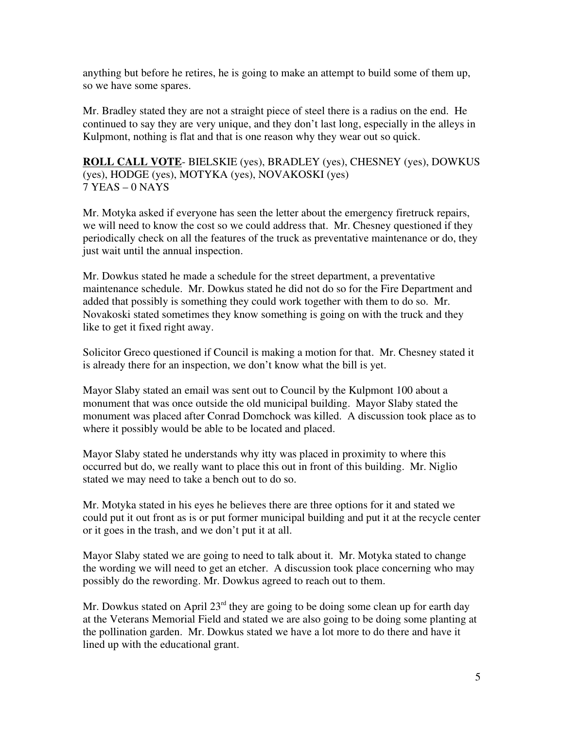anything but before he retires, he is going to make an attempt to build some of them up, so we have some spares.

Mr. Bradley stated they are not a straight piece of steel there is a radius on the end. He continued to say they are very unique, and they don't last long, especially in the alleys in Kulpmont, nothing is flat and that is one reason why they wear out so quick.

**ROLL CALL VOTE**- BIELSKIE (yes), BRADLEY (yes), CHESNEY (yes), DOWKUS (yes), HODGE (yes), MOTYKA (yes), NOVAKOSKI (yes)
7 YEAS – 0 NAYS

Mr. Motyka asked if everyone has seen the letter about the emergency firetruck repairs, we will need to know the cost so we could address that. Mr. Chesney questioned if they periodically check on all the features of the truck as preventative maintenance or do, they just wait until the annual inspection.

Mr. Dowkus stated he made a schedule for the street department, a preventative maintenance schedule. Mr. Dowkus stated he did not do so for the Fire Department and added that possibly is something they could work together with them to do so. Mr. Novakoski stated sometimes they know something is going on with the truck and they like to get it fixed right away.

Solicitor Greco questioned if Council is making a motion for that. Mr. Chesney stated it is already there for an inspection, we don't know what the bill is yet.

Mayor Slaby stated an email was sent out to Council by the Kulpmont 100 about a monument that was once outside the old municipal building. Mayor Slaby stated the monument was placed after Conrad Domchock was killed. A discussion took place as to where it possibly would be able to be located and placed.

Mayor Slaby stated he understands why itty was placed in proximity to where this occurred but do, we really want to place this out in front of this building. Mr. Niglio stated we may need to take a bench out to do so.

Mr. Motyka stated in his eyes he believes there are three options for it and stated we could put it out front as is or put former municipal building and put it at the recycle center or it goes in the trash, and we don't put it at all.

Mayor Slaby stated we are going to need to talk about it. Mr. Motyka stated to change the wording we will need to get an etcher. A discussion took place concerning who may possibly do the rewording. Mr. Dowkus agreed to reach out to them.

Mr. Dowkus stated on April 23rd they are going to be doing some clean up for earth day at the Veterans Memorial Field and stated we are also going to be doing some planting at the pollination garden. Mr. Dowkus stated we have a lot more to do there and have it lined up with the educational grant.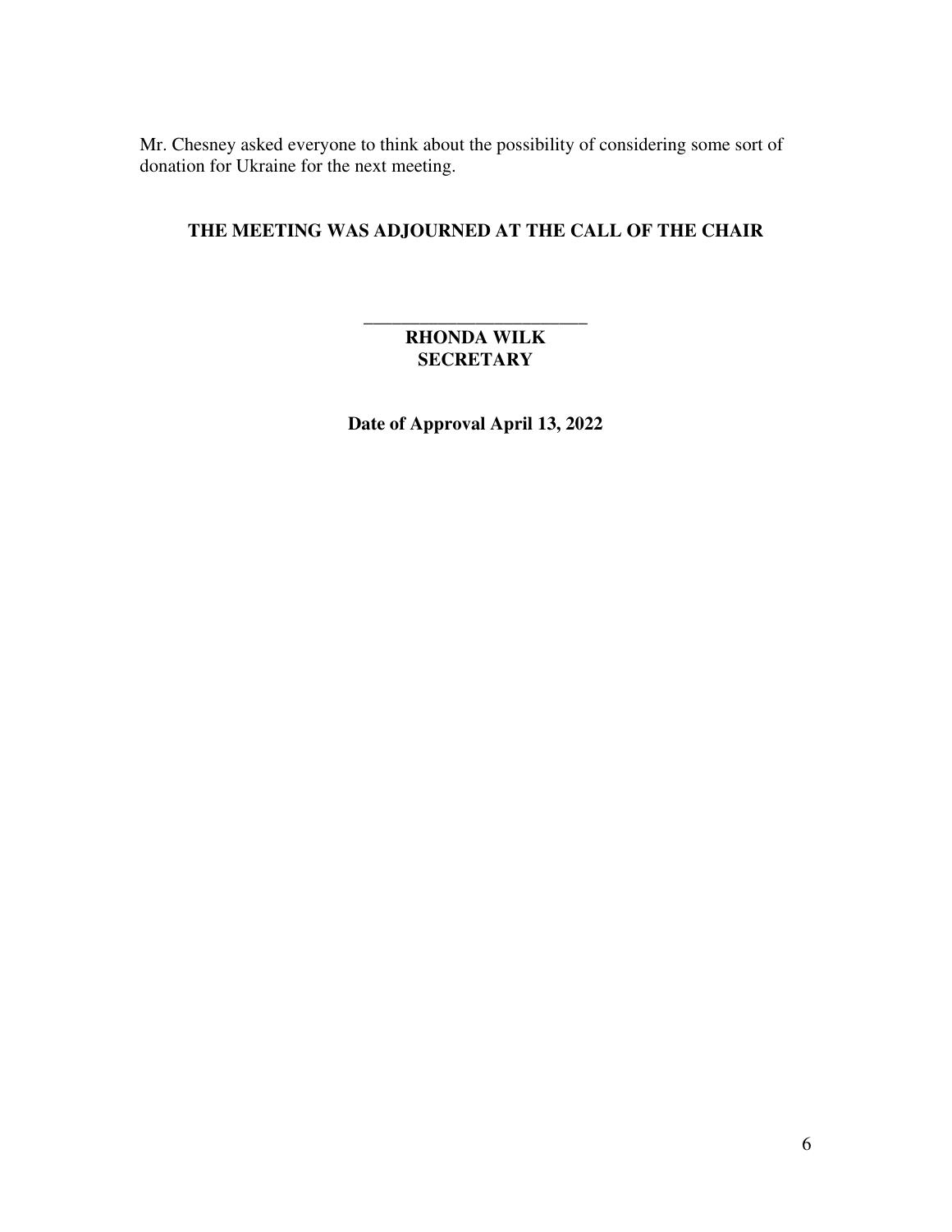Mr. Chesney asked everyone to think about the possibility of considering some sort of donation for Ukraine for the next meeting.

**THE MEETING WAS ADJOURNED AT THE CALL OF THE CHAIR**

\_\_\_\_\_\_\_\_\_\_\_\_\_\_\_\_\_\_\_\_\_\_\_\_\_

**RHONDA WILK**
**SECRETARY**

**Date of Approval April 13, 2022**